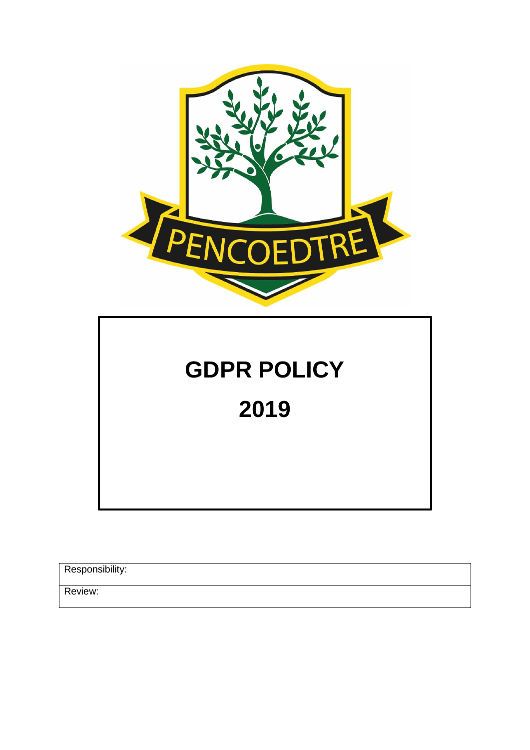PENCOEDTRE

# GDPR POLICY

# 2019

| Responsibility: | |
|---|---|
| Review: | |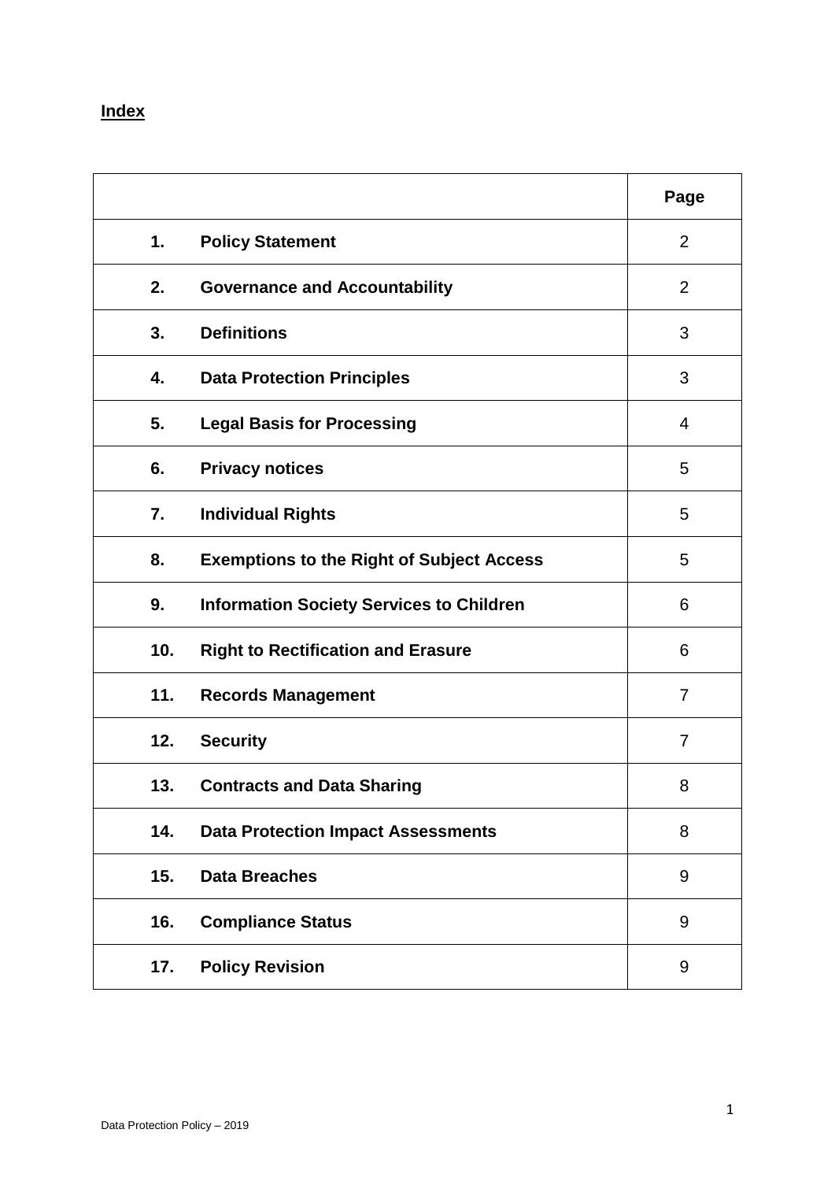**Index**

| | Page |
|---|---|
| **1. Policy Statement** | 2 |
| **2. Governance and Accountability** | 2 |
| **3. Definitions** | 3 |
| **4. Data Protection Principles** | 3 |
| **5. Legal Basis for Processing** | 4 |
| **6. Privacy notices** | 5 |
| **7. Individual Rights** | 5 |
| **8. Exemptions to the Right of Subject Access** | 5 |
| **9. Information Society Services to Children** | 6 |
| **10. Right to Rectification and Erasure** | 6 |
| **11. Records Management** | 7 |
| **12. Security** | 7 |
| **13. Contracts and Data Sharing** | 8 |
| **14. Data Protection Impact Assessments** | 8 |
| **15. Data Breaches** | 9 |
| **16. Compliance Status** | 9 |
| **17. Policy Revision** | 9 |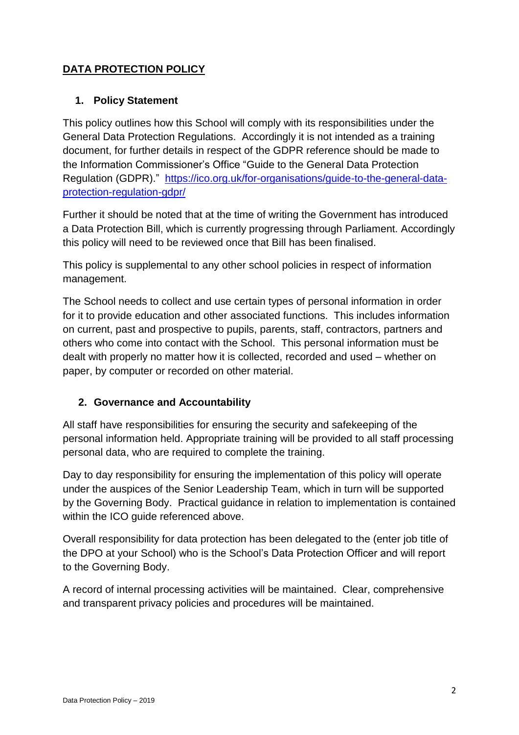## DATA PROTECTION POLICY

### 1. Policy Statement

This policy outlines how this School will comply with its responsibilities under the General Data Protection Regulations. Accordingly it is not intended as a training document, for further details in respect of the GDPR reference should be made to the Information Commissioner's Office "Guide to the General Data Protection Regulation (GDPR)." [https://ico.org.uk/for-organisations/guide-to-the-general-data-protection-regulation-gdpr/](https://ico.org.uk/for-organisations/guide-to-the-general-data-protection-regulation-gdpr/)

Further it should be noted that at the time of writing the Government has introduced a Data Protection Bill, which is currently progressing through Parliament. Accordingly this policy will need to be reviewed once that Bill has been finalised.

This policy is supplemental to any other school policies in respect of information management.

The School needs to collect and use certain types of personal information in order for it to provide education and other associated functions. This includes information on current, past and prospective to pupils, parents, staff, contractors, partners and others who come into contact with the School. This personal information must be dealt with properly no matter how it is collected, recorded and used – whether on paper, by computer or recorded on other material.

### 2. Governance and Accountability

All staff have responsibilities for ensuring the security and safekeeping of the personal information held. Appropriate training will be provided to all staff processing personal data, who are required to complete the training.

Day to day responsibility for ensuring the implementation of this policy will operate under the auspices of the Senior Leadership Team, which in turn will be supported by the Governing Body. Practical guidance in relation to implementation is contained within the ICO guide referenced above.

Overall responsibility for data protection has been delegated to the (enter job title of the DPO at your School) who is the School's Data Protection Officer and will report to the Governing Body.

A record of internal processing activities will be maintained. Clear, comprehensive and transparent privacy policies and procedures will be maintained.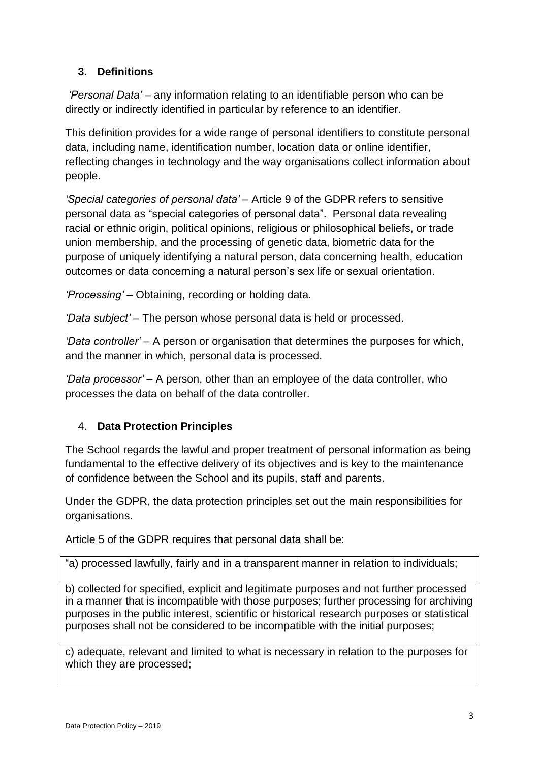## 3. Definitions

*'Personal Data'* – any information relating to an identifiable person who can be directly or indirectly identified in particular by reference to an identifier.

This definition provides for a wide range of personal identifiers to constitute personal data, including name, identification number, location data or online identifier, reflecting changes in technology and the way organisations collect information about people.

*'Special categories of personal data'* – Article 9 of the GDPR refers to sensitive personal data as "special categories of personal data". Personal data revealing racial or ethnic origin, political opinions, religious or philosophical beliefs, or trade union membership, and the processing of genetic data, biometric data for the purpose of uniquely identifying a natural person, data concerning health, education outcomes or data concerning a natural person's sex life or sexual orientation.

*'Processing'* – Obtaining, recording or holding data.

*'Data subject'* – The person whose personal data is held or processed.

*'Data controller'* – A person or organisation that determines the purposes for which, and the manner in which, personal data is processed.

*'Data processor'* – A person, other than an employee of the data controller, who processes the data on behalf of the data controller.

## 4. Data Protection Principles

The School regards the lawful and proper treatment of personal information as being fundamental to the effective delivery of its objectives and is key to the maintenance of confidence between the School and its pupils, staff and parents.

Under the GDPR, the data protection principles set out the main responsibilities for organisations.

Article 5 of the GDPR requires that personal data shall be:

| |
|---|
| "a) processed lawfully, fairly and in a transparent manner in relation to individuals; |
| b) collected for specified, explicit and legitimate purposes and not further processed in a manner that is incompatible with those purposes; further processing for archiving purposes in the public interest, scientific or historical research purposes or statistical purposes shall not be considered to be incompatible with the initial purposes; |
| c) adequate, relevant and limited to what is necessary in relation to the purposes for which they are processed; |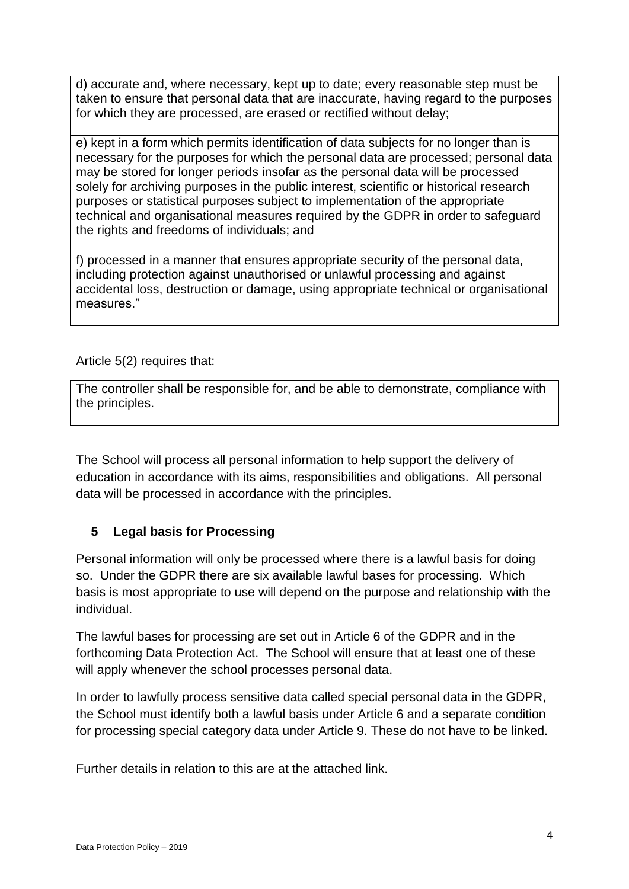| d) accurate and, where necessary, kept up to date; every reasonable step must be taken to ensure that personal data that are inaccurate, having regard to the purposes for which they are processed, are erased or rectified without delay; |
| --- |
| e) kept in a form which permits identification of data subjects for no longer than is necessary for the purposes for which the personal data are processed; personal data may be stored for longer periods insofar as the personal data will be processed solely for archiving purposes in the public interest, scientific or historical research purposes or statistical purposes subject to implementation of the appropriate technical and organisational measures required by the GDPR in order to safeguard the rights and freedoms of individuals; and |
| f) processed in a manner that ensures appropriate security of the personal data, including protection against unauthorised or unlawful processing and against accidental loss, destruction or damage, using appropriate technical or organisational measures." |

Article 5(2) requires that:

| The controller shall be responsible for, and be able to demonstrate, compliance with the principles. |
| --- |

The School will process all personal information to help support the delivery of education in accordance with its aims, responsibilities and obligations. All personal data will be processed in accordance with the principles.

## 5 Legal basis for Processing

Personal information will only be processed where there is a lawful basis for doing so. Under the GDPR there are six available lawful bases for processing. Which basis is most appropriate to use will depend on the purpose and relationship with the individual.

The lawful bases for processing are set out in Article 6 of the GDPR and in the forthcoming Data Protection Act. The School will ensure that at least one of these will apply whenever the school processes personal data.

In order to lawfully process sensitive data called special personal data in the GDPR, the School must identify both a lawful basis under Article 6 and a separate condition for processing special category data under Article 9. These do not have to be linked.

Further details in relation to this are at the attached link.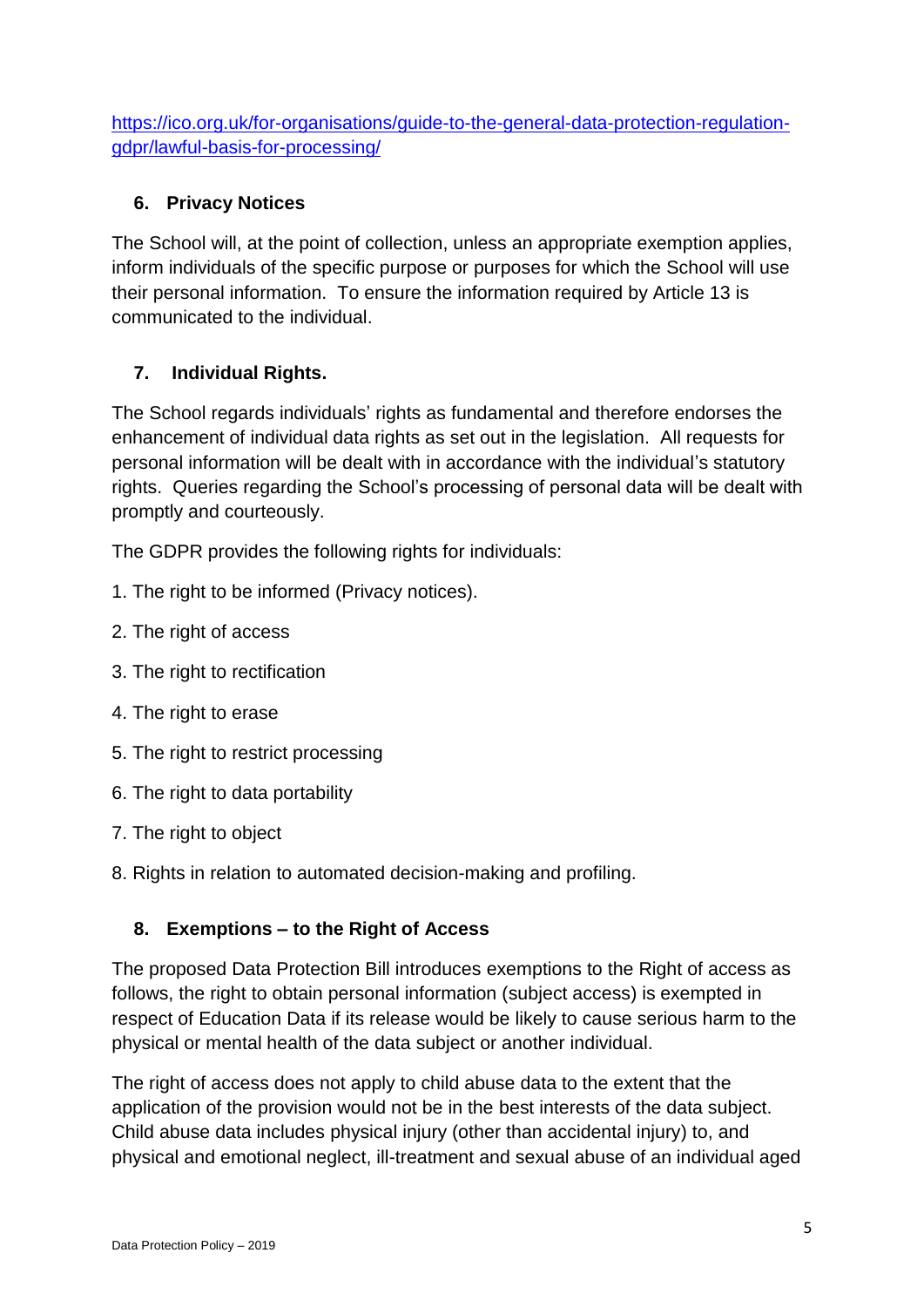https://ico.org.uk/for-organisations/guide-to-the-general-data-protection-regulation-gdpr/lawful-basis-for-processing/

## 6. Privacy Notices

The School will, at the point of collection, unless an appropriate exemption applies, inform individuals of the specific purpose or purposes for which the School will use their personal information. To ensure the information required by Article 13 is communicated to the individual.

## 7. Individual Rights.

The School regards individuals' rights as fundamental and therefore endorses the enhancement of individual data rights as set out in the legislation. All requests for personal information will be dealt with in accordance with the individual's statutory rights. Queries regarding the School's processing of personal data will be dealt with promptly and courteously.

The GDPR provides the following rights for individuals:

1. The right to be informed (Privacy notices).
2. The right of access
3. The right to rectification
4. The right to erase
5. The right to restrict processing
6. The right to data portability
7. The right to object
8. Rights in relation to automated decision-making and profiling.

## 8. Exemptions – to the Right of Access

The proposed Data Protection Bill introduces exemptions to the Right of access as follows, the right to obtain personal information (subject access) is exempted in respect of Education Data if its release would be likely to cause serious harm to the physical or mental health of the data subject or another individual.

The right of access does not apply to child abuse data to the extent that the application of the provision would not be in the best interests of the data subject. Child abuse data includes physical injury (other than accidental injury) to, and physical and emotional neglect, ill-treatment and sexual abuse of an individual aged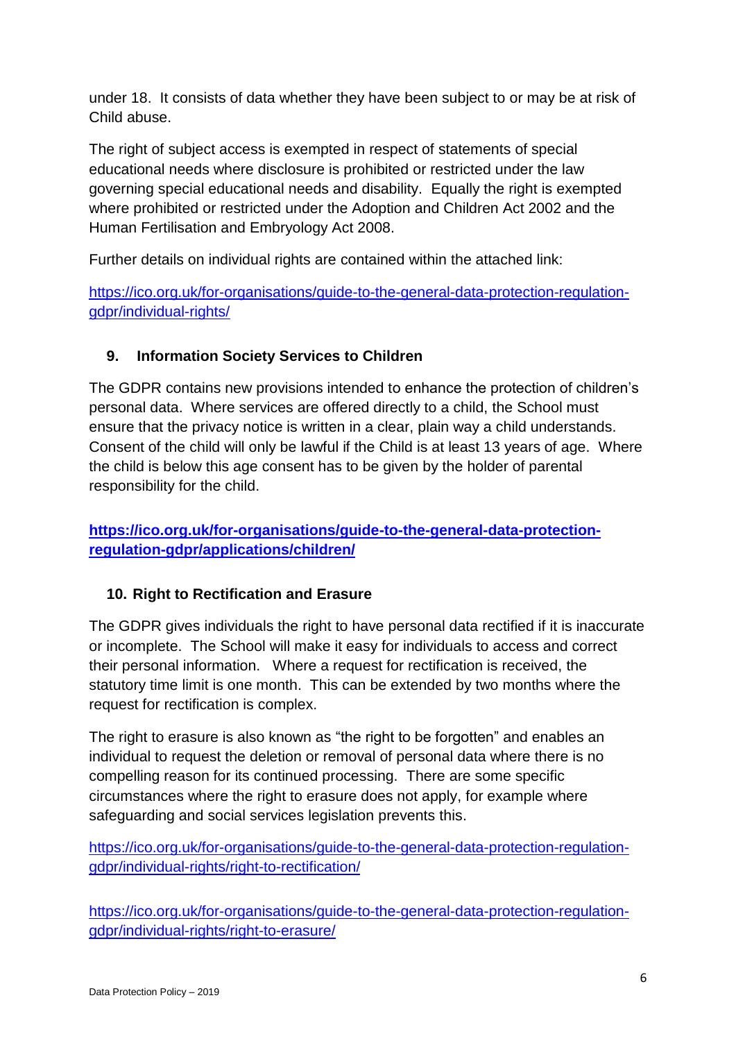under 18. It consists of data whether they have been subject to or may be at risk of Child abuse.

The right of subject access is exempted in respect of statements of special educational needs where disclosure is prohibited or restricted under the law governing special educational needs and disability. Equally the right is exempted where prohibited or restricted under the Adoption and Children Act 2002 and the Human Fertilisation and Embryology Act 2008.

Further details on individual rights are contained within the attached link:

https://ico.org.uk/for-organisations/guide-to-the-general-data-protection-regulation-gdpr/individual-rights/

## 9. Information Society Services to Children

The GDPR contains new provisions intended to enhance the protection of children's personal data. Where services are offered directly to a child, the School must ensure that the privacy notice is written in a clear, plain way a child understands. Consent of the child will only be lawful if the Child is at least 13 years of age. Where the child is below this age consent has to be given by the holder of parental responsibility for the child.

**https://ico.org.uk/for-organisations/guide-to-the-general-data-protection-regulation-gdpr/applications/children/**

## 10. Right to Rectification and Erasure

The GDPR gives individuals the right to have personal data rectified if it is inaccurate or incomplete. The School will make it easy for individuals to access and correct their personal information. Where a request for rectification is received, the statutory time limit is one month. This can be extended by two months where the request for rectification is complex.

The right to erasure is also known as "the right to be forgotten" and enables an individual to request the deletion or removal of personal data where there is no compelling reason for its continued processing. There are some specific circumstances where the right to erasure does not apply, for example where safeguarding and social services legislation prevents this.

https://ico.org.uk/for-organisations/guide-to-the-general-data-protection-regulation-gdpr/individual-rights/right-to-rectification/

https://ico.org.uk/for-organisations/guide-to-the-general-data-protection-regulation-gdpr/individual-rights/right-to-erasure/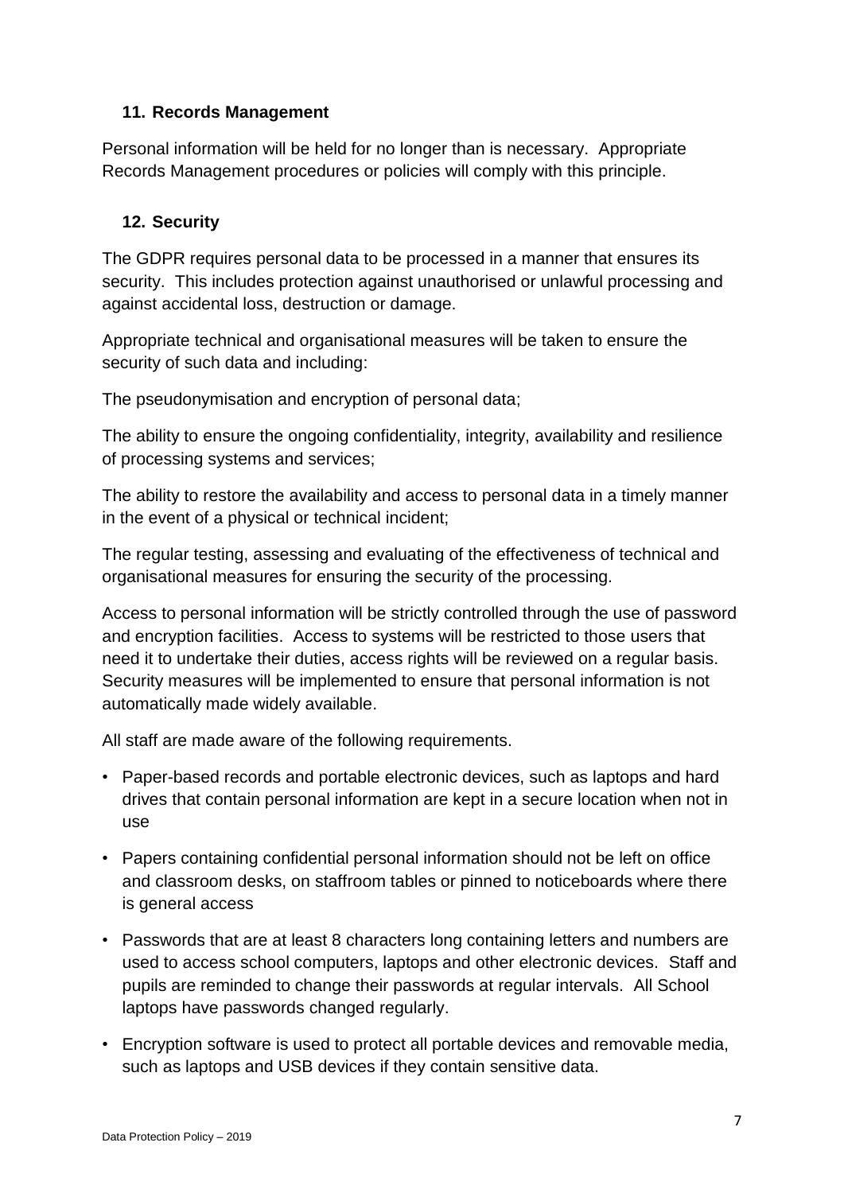## 11. Records Management

Personal information will be held for no longer than is necessary. Appropriate Records Management procedures or policies will comply with this principle.

## 12. Security

The GDPR requires personal data to be processed in a manner that ensures its security. This includes protection against unauthorised or unlawful processing and against accidental loss, destruction or damage.

Appropriate technical and organisational measures will be taken to ensure the security of such data and including:

The pseudonymisation and encryption of personal data;

The ability to ensure the ongoing confidentiality, integrity, availability and resilience of processing systems and services;

The ability to restore the availability and access to personal data in a timely manner in the event of a physical or technical incident;

The regular testing, assessing and evaluating of the effectiveness of technical and organisational measures for ensuring the security of the processing.

Access to personal information will be strictly controlled through the use of password and encryption facilities. Access to systems will be restricted to those users that need it to undertake their duties, access rights will be reviewed on a regular basis. Security measures will be implemented to ensure that personal information is not automatically made widely available.

All staff are made aware of the following requirements.

- Paper-based records and portable electronic devices, such as laptops and hard drives that contain personal information are kept in a secure location when not in use
- Papers containing confidential personal information should not be left on office and classroom desks, on staffroom tables or pinned to noticeboards where there is general access
- Passwords that are at least 8 characters long containing letters and numbers are used to access school computers, laptops and other electronic devices. Staff and pupils are reminded to change their passwords at regular intervals. All School laptops have passwords changed regularly.
- Encryption software is used to protect all portable devices and removable media, such as laptops and USB devices if they contain sensitive data.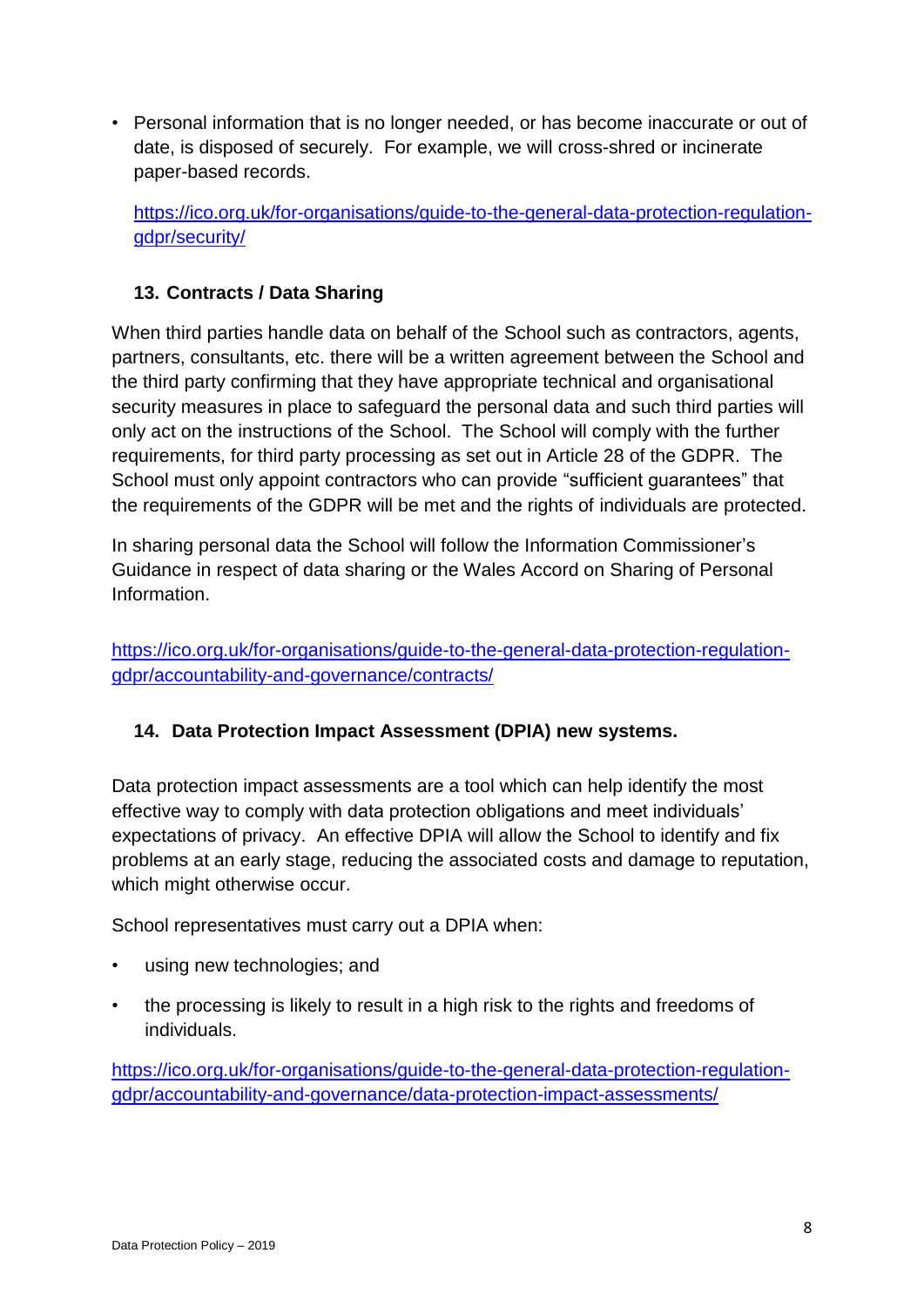- Personal information that is no longer needed, or has become inaccurate or out of date, is disposed of securely. For example, we will cross-shred or incinerate paper-based records.

  https://ico.org.uk/for-organisations/guide-to-the-general-data-protection-regulation-gdpr/security/

## 13. Contracts / Data Sharing

When third parties handle data on behalf of the School such as contractors, agents, partners, consultants, etc. there will be a written agreement between the School and the third party confirming that they have appropriate technical and organisational security measures in place to safeguard the personal data and such third parties will only act on the instructions of the School. The School will comply with the further requirements, for third party processing as set out in Article 28 of the GDPR. The School must only appoint contractors who can provide "sufficient guarantees" that the requirements of the GDPR will be met and the rights of individuals are protected.

In sharing personal data the School will follow the Information Commissioner's Guidance in respect of data sharing or the Wales Accord on Sharing of Personal Information.

https://ico.org.uk/for-organisations/guide-to-the-general-data-protection-regulation-gdpr/accountability-and-governance/contracts/

## 14. Data Protection Impact Assessment (DPIA) new systems.

Data protection impact assessments are a tool which can help identify the most effective way to comply with data protection obligations and meet individuals' expectations of privacy. An effective DPIA will allow the School to identify and fix problems at an early stage, reducing the associated costs and damage to reputation, which might otherwise occur.

School representatives must carry out a DPIA when:

- using new technologies; and
- the processing is likely to result in a high risk to the rights and freedoms of individuals.

https://ico.org.uk/for-organisations/guide-to-the-general-data-protection-regulation-gdpr/accountability-and-governance/data-protection-impact-assessments/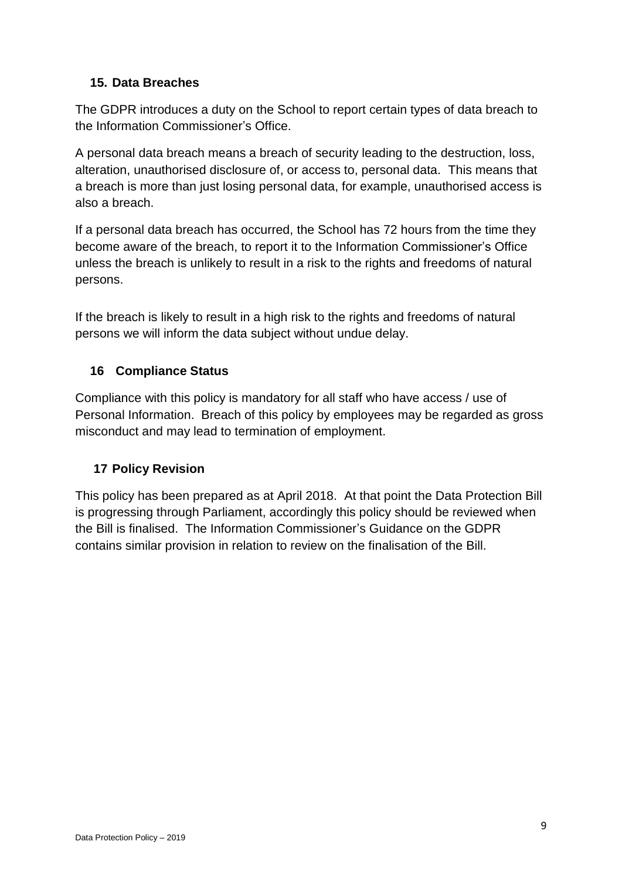## 15. Data Breaches

The GDPR introduces a duty on the School to report certain types of data breach to the Information Commissioner's Office.

A personal data breach means a breach of security leading to the destruction, loss, alteration, unauthorised disclosure of, or access to, personal data. This means that a breach is more than just losing personal data, for example, unauthorised access is also a breach.

If a personal data breach has occurred, the School has 72 hours from the time they become aware of the breach, to report it to the Information Commissioner's Office unless the breach is unlikely to result in a risk to the rights and freedoms of natural persons.

If the breach is likely to result in a high risk to the rights and freedoms of natural persons we will inform the data subject without undue delay.

## 16 Compliance Status

Compliance with this policy is mandatory for all staff who have access / use of Personal Information. Breach of this policy by employees may be regarded as gross misconduct and may lead to termination of employment.

## 17 Policy Revision

This policy has been prepared as at April 2018. At that point the Data Protection Bill is progressing through Parliament, accordingly this policy should be reviewed when the Bill is finalised. The Information Commissioner's Guidance on the GDPR contains similar provision in relation to review on the finalisation of the Bill.